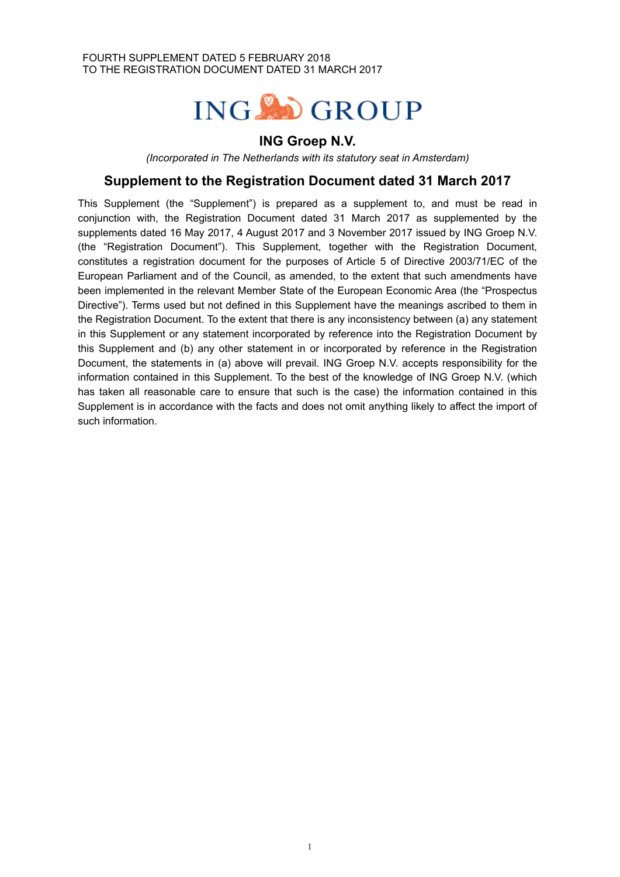FOURTH SUPPLEMENT DATED 5 FEBRUARY 2018
TO THE REGISTRATION DOCUMENT DATED 31 MARCH 2017

ING GROUP

# ING Groep N.V.

*(Incorporated in The Netherlands with its statutory seat in Amsterdam)*

## Supplement to the Registration Document dated 31 March 2017

This Supplement (the "Supplement") is prepared as a supplement to, and must be read in conjunction with, the Registration Document dated 31 March 2017 as supplemented by the supplements dated 16 May 2017, 4 August 2017 and 3 November 2017 issued by ING Groep N.V. (the "Registration Document"). This Supplement, together with the Registration Document, constitutes a registration document for the purposes of Article 5 of Directive 2003/71/EC of the European Parliament and of the Council, as amended, to the extent that such amendments have been implemented in the relevant Member State of the European Economic Area (the "Prospectus Directive"). Terms used but not defined in this Supplement have the meanings ascribed to them in the Registration Document. To the extent that there is any inconsistency between (a) any statement in this Supplement or any statement incorporated by reference into the Registration Document by this Supplement and (b) any other statement in or incorporated by reference in the Registration Document, the statements in (a) above will prevail. ING Groep N.V. accepts responsibility for the information contained in this Supplement. To the best of the knowledge of ING Groep N.V. (which has taken all reasonable care to ensure that such is the case) the information contained in this Supplement is in accordance with the facts and does not omit anything likely to affect the import of such information.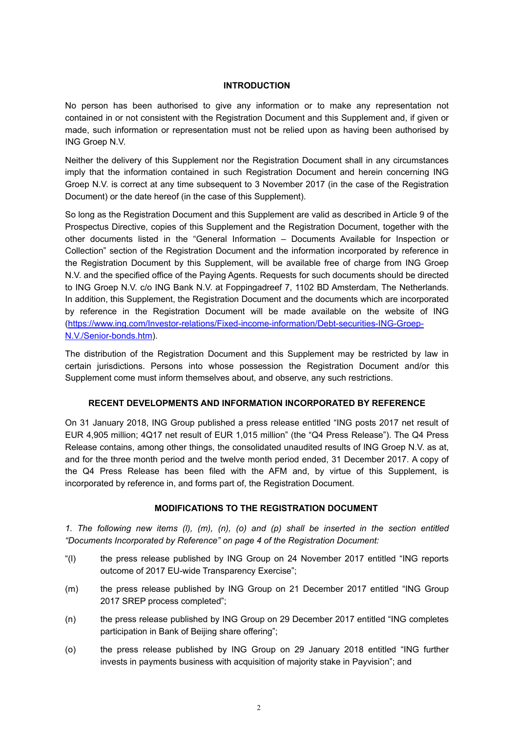## INTRODUCTION

No person has been authorised to give any information or to make any representation not contained in or not consistent with the Registration Document and this Supplement and, if given or made, such information or representation must not be relied upon as having been authorised by ING Groep N.V.

Neither the delivery of this Supplement nor the Registration Document shall in any circumstances imply that the information contained in such Registration Document and herein concerning ING Groep N.V. is correct at any time subsequent to 3 November 2017 (in the case of the Registration Document) or the date hereof (in the case of this Supplement).

So long as the Registration Document and this Supplement are valid as described in Article 9 of the Prospectus Directive, copies of this Supplement and the Registration Document, together with the other documents listed in the "General Information – Documents Available for Inspection or Collection" section of the Registration Document and the information incorporated by reference in the Registration Document by this Supplement, will be available free of charge from ING Groep N.V. and the specified office of the Paying Agents. Requests for such documents should be directed to ING Groep N.V. c/o ING Bank N.V. at Foppingadreef 7, 1102 BD Amsterdam, The Netherlands. In addition, this Supplement, the Registration Document and the documents which are incorporated by reference in the Registration Document will be made available on the website of ING (https://www.ing.com/Investor-relations/Fixed-income-information/Debt-securities-ING-Groep-N.V./Senior-bonds.htm).

The distribution of the Registration Document and this Supplement may be restricted by law in certain jurisdictions. Persons into whose possession the Registration Document and/or this Supplement come must inform themselves about, and observe, any such restrictions.

## RECENT DEVELOPMENTS AND INFORMATION INCORPORATED BY REFERENCE

On 31 January 2018, ING Group published a press release entitled "ING posts 2017 net result of EUR 4,905 million; 4Q17 net result of EUR 1,015 million" (the "Q4 Press Release"). The Q4 Press Release contains, among other things, the consolidated unaudited results of ING Groep N.V. as at, and for the three month period and the twelve month period ended, 31 December 2017. A copy of the Q4 Press Release has been filed with the AFM and, by virtue of this Supplement, is incorporated by reference in, and forms part of, the Registration Document.

## MODIFICATIONS TO THE REGISTRATION DOCUMENT

*1. The following new items (l), (m), (n), (o) and (p) shall be inserted in the section entitled "Documents Incorporated by Reference" on page 4 of the Registration Document:*

"(l) the press release published by ING Group on 24 November 2017 entitled "ING reports outcome of 2017 EU-wide Transparency Exercise";

(m) the press release published by ING Group on 21 December 2017 entitled "ING Group 2017 SREP process completed";

(n) the press release published by ING Group on 29 December 2017 entitled "ING completes participation in Bank of Beijing share offering";

(o) the press release published by ING Group on 29 January 2018 entitled "ING further invests in payments business with acquisition of majority stake in Payvision"; and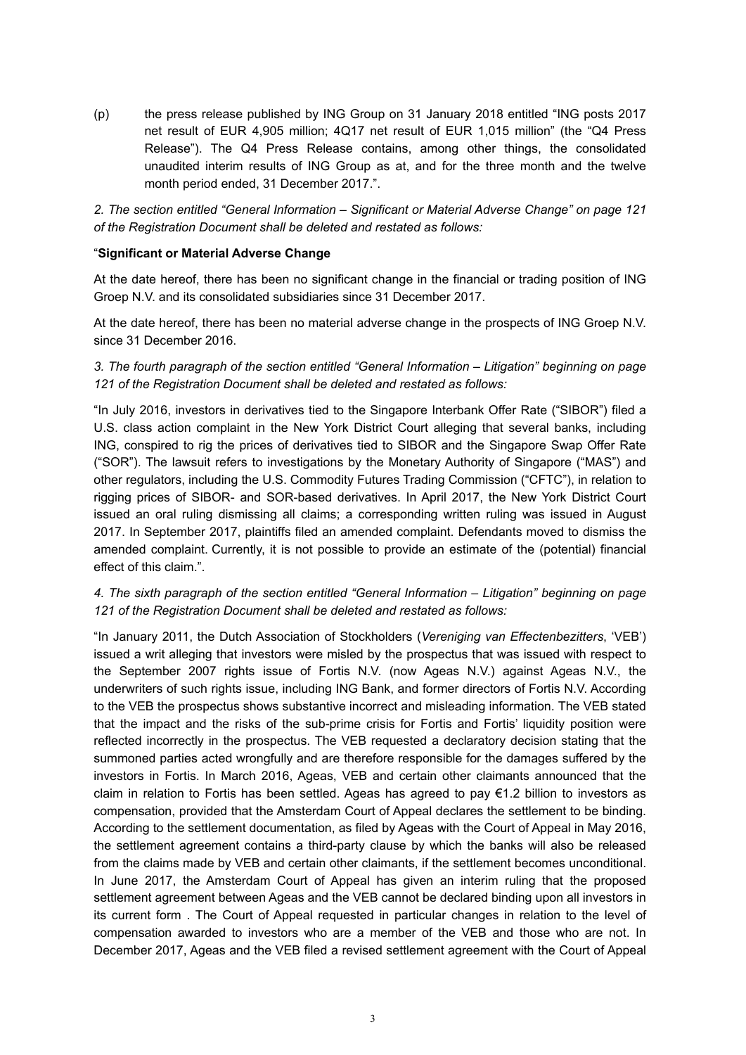(p) the press release published by ING Group on 31 January 2018 entitled "ING posts 2017 net result of EUR 4,905 million; 4Q17 net result of EUR 1,015 million" (the "Q4 Press Release"). The Q4 Press Release contains, among other things, the consolidated unaudited interim results of ING Group as at, and for the three month and the twelve month period ended, 31 December 2017.".

*2. The section entitled "General Information – Significant or Material Adverse Change" on page 121 of the Registration Document shall be deleted and restated as follows:*

"**Significant or Material Adverse Change**

At the date hereof, there has been no significant change in the financial or trading position of ING Groep N.V. and its consolidated subsidiaries since 31 December 2017.

At the date hereof, there has been no material adverse change in the prospects of ING Groep N.V. since 31 December 2016.

*3. The fourth paragraph of the section entitled "General Information – Litigation" beginning on page 121 of the Registration Document shall be deleted and restated as follows:*

"In July 2016, investors in derivatives tied to the Singapore Interbank Offer Rate ("SIBOR") filed a U.S. class action complaint in the New York District Court alleging that several banks, including ING, conspired to rig the prices of derivatives tied to SIBOR and the Singapore Swap Offer Rate ("SOR"). The lawsuit refers to investigations by the Monetary Authority of Singapore ("MAS") and other regulators, including the U.S. Commodity Futures Trading Commission ("CFTC"), in relation to rigging prices of SIBOR- and SOR-based derivatives. In April 2017, the New York District Court issued an oral ruling dismissing all claims; a corresponding written ruling was issued in August 2017. In September 2017, plaintiffs filed an amended complaint. Defendants moved to dismiss the amended complaint. Currently, it is not possible to provide an estimate of the (potential) financial effect of this claim.".

*4. The sixth paragraph of the section entitled "General Information – Litigation" beginning on page 121 of the Registration Document shall be deleted and restated as follows:*

"In January 2011, the Dutch Association of Stockholders (*Vereniging van Effectenbezitters*, 'VEB') issued a writ alleging that investors were misled by the prospectus that was issued with respect to the September 2007 rights issue of Fortis N.V. (now Ageas N.V.) against Ageas N.V., the underwriters of such rights issue, including ING Bank, and former directors of Fortis N.V. According to the VEB the prospectus shows substantive incorrect and misleading information. The VEB stated that the impact and the risks of the sub-prime crisis for Fortis and Fortis' liquidity position were reflected incorrectly in the prospectus. The VEB requested a declaratory decision stating that the summoned parties acted wrongfully and are therefore responsible for the damages suffered by the investors in Fortis. In March 2016, Ageas, VEB and certain other claimants announced that the claim in relation to Fortis has been settled. Ageas has agreed to pay €1.2 billion to investors as compensation, provided that the Amsterdam Court of Appeal declares the settlement to be binding. According to the settlement documentation, as filed by Ageas with the Court of Appeal in May 2016, the settlement agreement contains a third-party clause by which the banks will also be released from the claims made by VEB and certain other claimants, if the settlement becomes unconditional. In June 2017, the Amsterdam Court of Appeal has given an interim ruling that the proposed settlement agreement between Ageas and the VEB cannot be declared binding upon all investors in its current form . The Court of Appeal requested in particular changes in relation to the level of compensation awarded to investors who are a member of the VEB and those who are not. In December 2017, Ageas and the VEB filed a revised settlement agreement with the Court of Appeal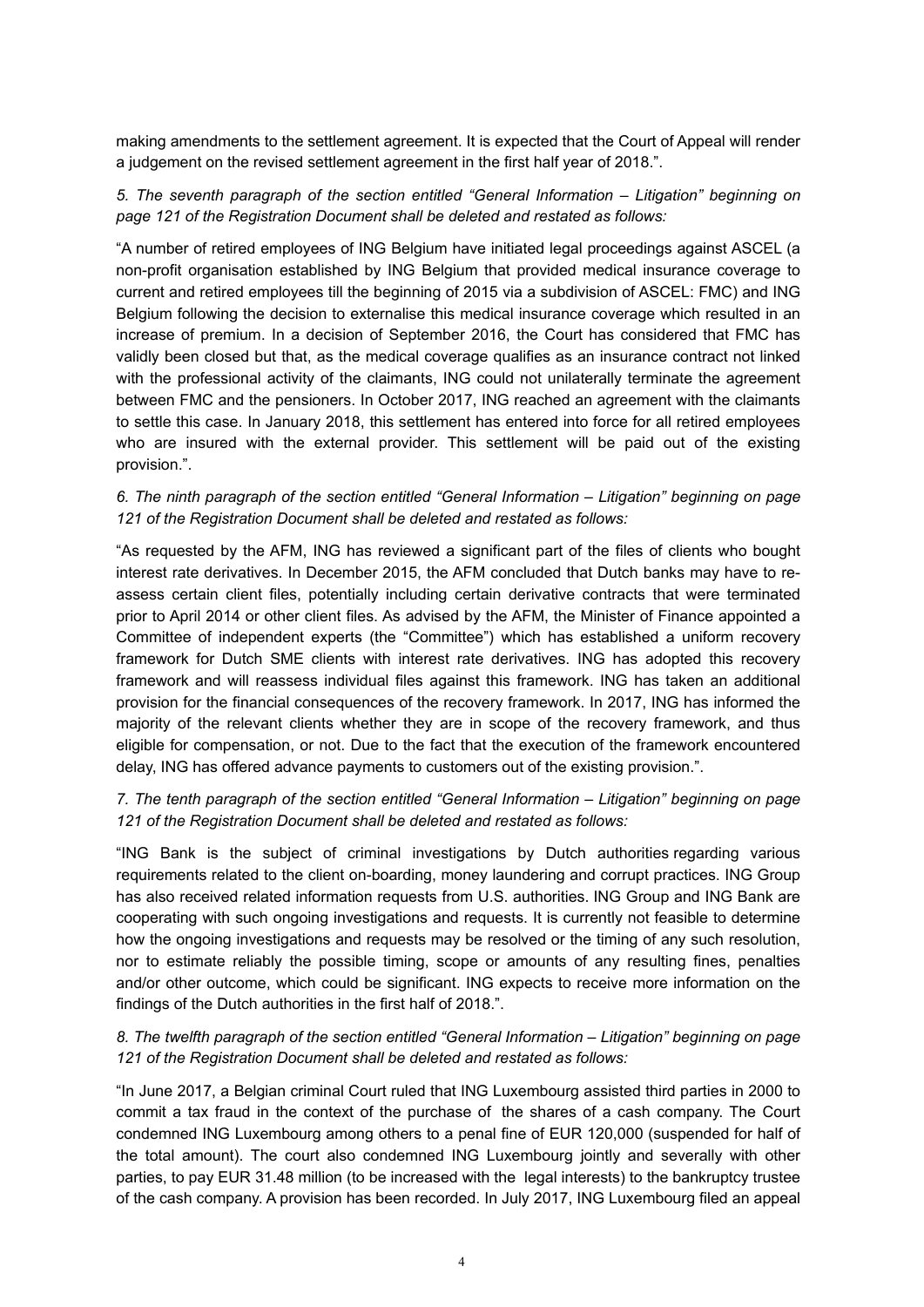making amendments to the settlement agreement. It is expected that the Court of Appeal will render a judgement on the revised settlement agreement in the first half year of 2018.".

*5. The seventh paragraph of the section entitled "General Information – Litigation" beginning on page 121 of the Registration Document shall be deleted and restated as follows:*

"A number of retired employees of ING Belgium have initiated legal proceedings against ASCEL (a non-profit organisation established by ING Belgium that provided medical insurance coverage to current and retired employees till the beginning of 2015 via a subdivision of ASCEL: FMC) and ING Belgium following the decision to externalise this medical insurance coverage which resulted in an increase of premium. In a decision of September 2016, the Court has considered that FMC has validly been closed but that, as the medical coverage qualifies as an insurance contract not linked with the professional activity of the claimants, ING could not unilaterally terminate the agreement between FMC and the pensioners. In October 2017, ING reached an agreement with the claimants to settle this case. In January 2018, this settlement has entered into force for all retired employees who are insured with the external provider. This settlement will be paid out of the existing provision.".

*6. The ninth paragraph of the section entitled "General Information – Litigation" beginning on page 121 of the Registration Document shall be deleted and restated as follows:*

"As requested by the AFM, ING has reviewed a significant part of the files of clients who bought interest rate derivatives. In December 2015, the AFM concluded that Dutch banks may have to re-assess certain client files, potentially including certain derivative contracts that were terminated prior to April 2014 or other client files. As advised by the AFM, the Minister of Finance appointed a Committee of independent experts (the "Committee") which has established a uniform recovery framework for Dutch SME clients with interest rate derivatives. ING has adopted this recovery framework and will reassess individual files against this framework. ING has taken an additional provision for the financial consequences of the recovery framework. In 2017, ING has informed the majority of the relevant clients whether they are in scope of the recovery framework, and thus eligible for compensation, or not. Due to the fact that the execution of the framework encountered delay, ING has offered advance payments to customers out of the existing provision.".

*7. The tenth paragraph of the section entitled "General Information – Litigation" beginning on page 121 of the Registration Document shall be deleted and restated as follows:*

"ING Bank is the subject of criminal investigations by Dutch authorities regarding various requirements related to the client on-boarding, money laundering and corrupt practices. ING Group has also received related information requests from U.S. authorities. ING Group and ING Bank are cooperating with such ongoing investigations and requests. It is currently not feasible to determine how the ongoing investigations and requests may be resolved or the timing of any such resolution, nor to estimate reliably the possible timing, scope or amounts of any resulting fines, penalties and/or other outcome, which could be significant. ING expects to receive more information on the findings of the Dutch authorities in the first half of 2018.".

*8. The twelfth paragraph of the section entitled "General Information – Litigation" beginning on page 121 of the Registration Document shall be deleted and restated as follows:*

"In June 2017, a Belgian criminal Court ruled that ING Luxembourg assisted third parties in 2000 to commit a tax fraud in the context of the purchase of the shares of a cash company. The Court condemned ING Luxembourg among others to a penal fine of EUR 120,000 (suspended for half of the total amount). The court also condemned ING Luxembourg jointly and severally with other parties, to pay EUR 31.48 million (to be increased with the legal interests) to the bankruptcy trustee of the cash company. A provision has been recorded. In July 2017, ING Luxembourg filed an appeal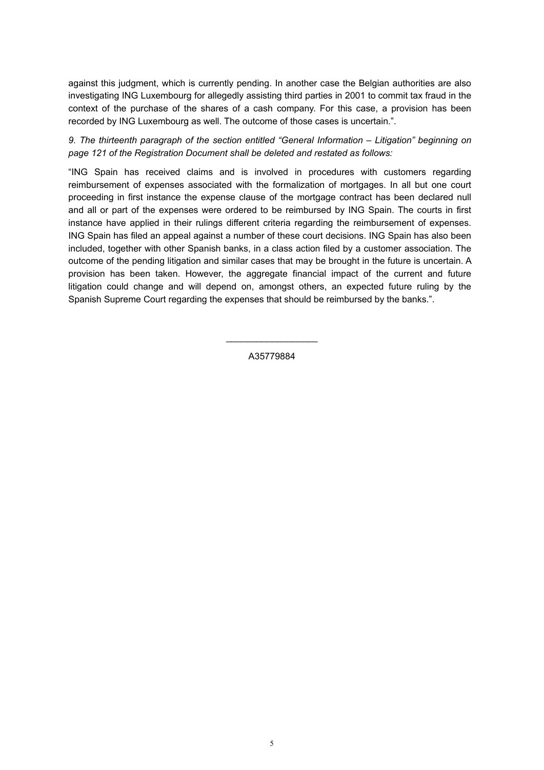against this judgment, which is currently pending. In another case the Belgian authorities are also investigating ING Luxembourg for allegedly assisting third parties in 2001 to commit tax fraud in the context of the purchase of the shares of a cash company. For this case, a provision has been recorded by ING Luxembourg as well. The outcome of those cases is uncertain.".

*9. The thirteenth paragraph of the section entitled "General Information – Litigation" beginning on page 121 of the Registration Document shall be deleted and restated as follows:*

"ING Spain has received claims and is involved in procedures with customers regarding reimbursement of expenses associated with the formalization of mortgages. In all but one court proceeding in first instance the expense clause of the mortgage contract has been declared null and all or part of the expenses were ordered to be reimbursed by ING Spain. The courts in first instance have applied in their rulings different criteria regarding the reimbursement of expenses. ING Spain has filed an appeal against a number of these court decisions. ING Spain has also been included, together with other Spanish banks, in a class action filed by a customer association. The outcome of the pending litigation and similar cases that may be brought in the future is uncertain. A provision has been taken. However, the aggregate financial impact of the current and future litigation could change and will depend on, amongst others, an expected future ruling by the Spanish Supreme Court regarding the expenses that should be reimbursed by the banks.".

---

A35779884